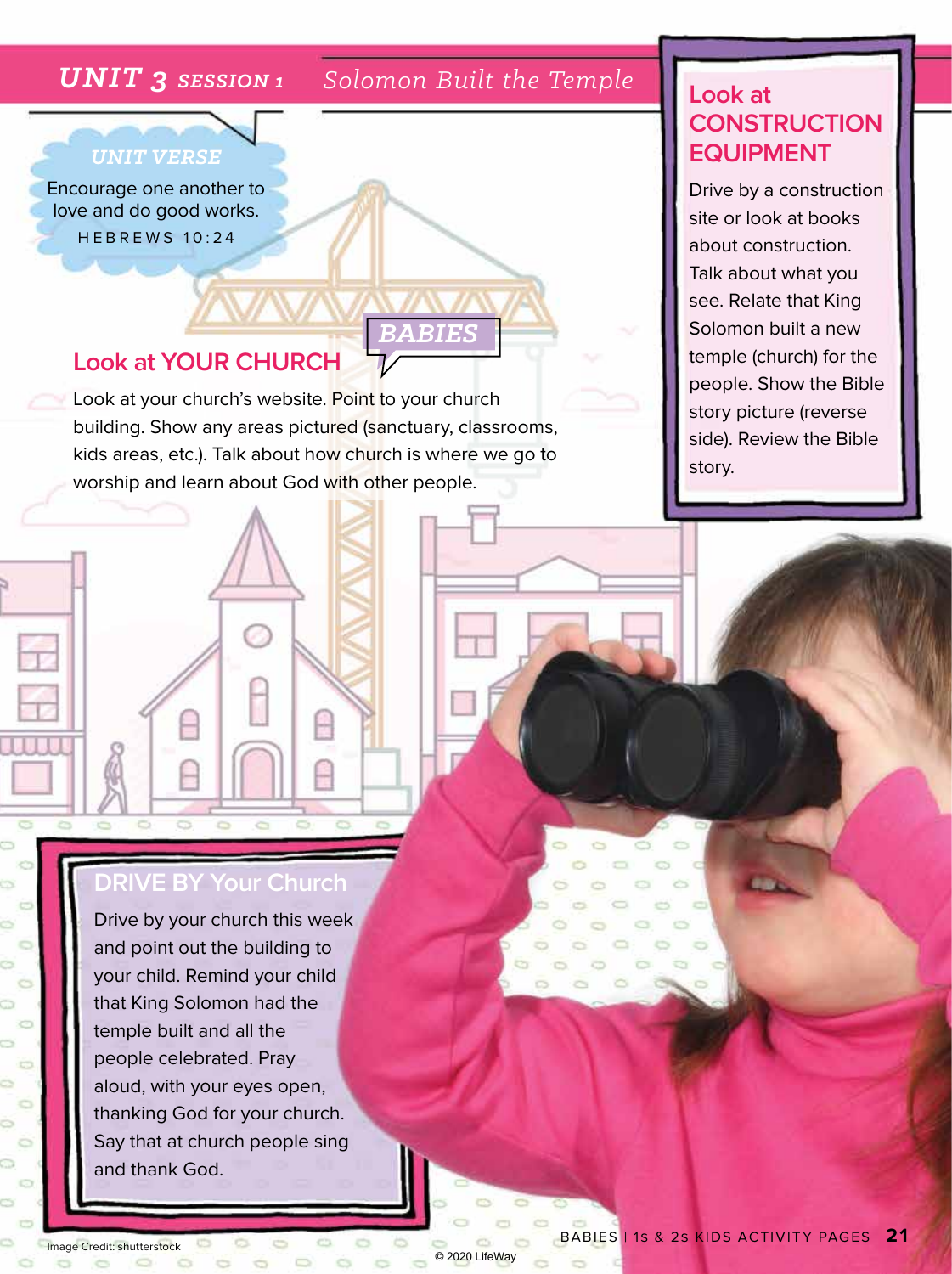# UNIT 3 SESSION 1 Solomon Built the Temple

*UNIT VERSE*

Encourage one another to love and do good works.

HEBREWS 10:24

## BABIES

## Look at YOUR CHURCH

Look at your church's website. Point to your church building. Show any areas pictured (sanctuary, classrooms, kids areas, etc.). Talk about how church is where we go to worship and learn about God with other people.

## Look at CONSTRUCTION EQUIPMENT

Drive by a construction site or look at books about construction. Talk about what you see. Relate that King Solomon built a new temple (church) for the people. Show the Bible story picture (reverse side). Review the Bible story.

## DRIVE BY Your Church

Drive by your church this week and point out the building to your child. Remind your child that King Solomon had the temple built and all the people celebrated. Pray aloud, with your eyes open, thanking God for your church. Say that at church people sing and thank God.

Image Credit: shutterstock

© 2020 LifeWay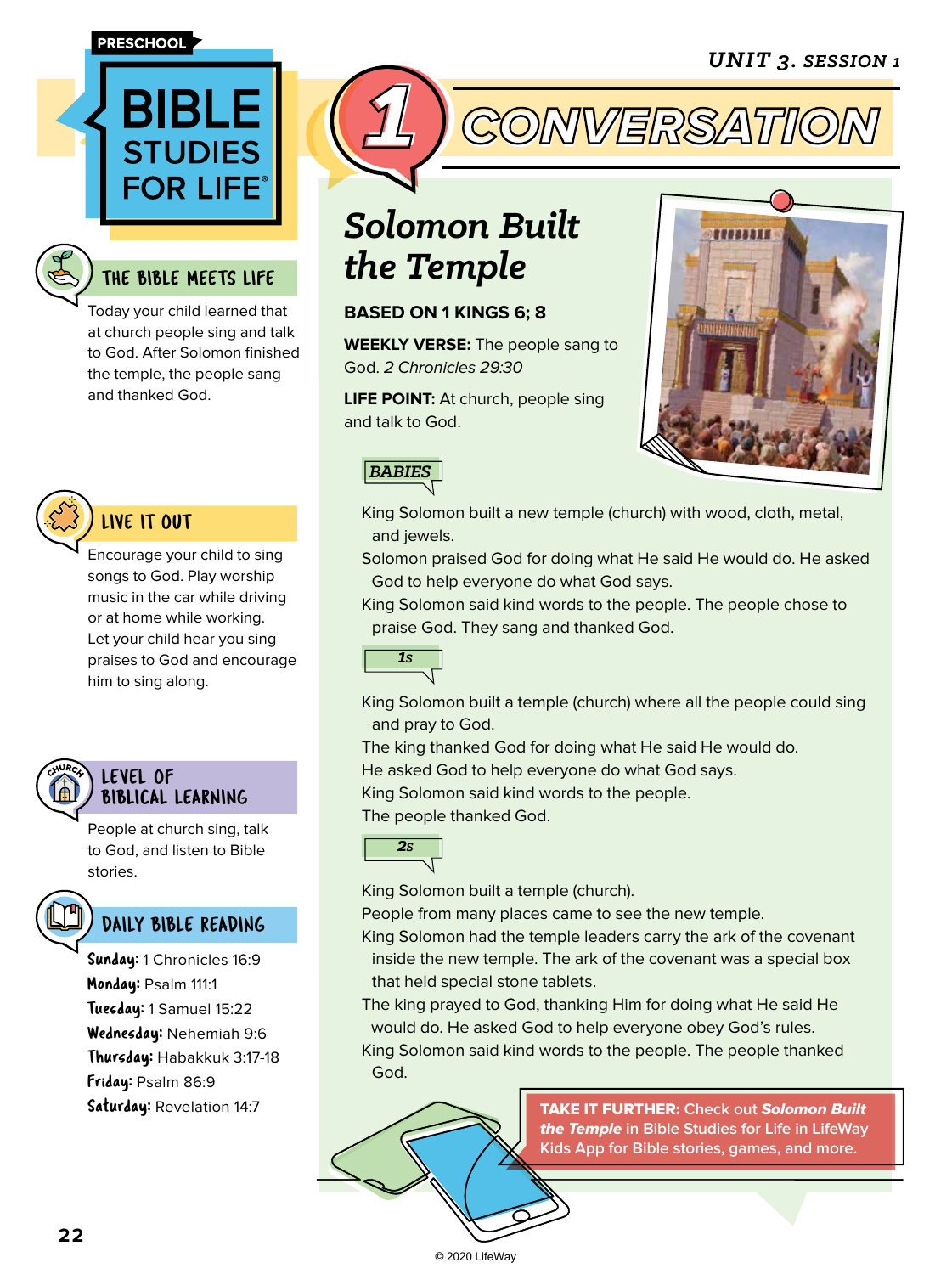PRESCHOOL

# BIBLE STUDIES FOR LIFE®

UNIT 3. SESSION 1

# 1 CONVERSATION

## Solomon Built the Temple

**BASED ON 1 KINGS 6; 8**

**WEEKLY VERSE:** The people sang to God. *2 Chronicles 29:30*

**LIFE POINT:** At church, people sing and talk to God.

### BABIES

King Solomon built a new temple (church) with wood, cloth, metal, and jewels.

Solomon praised God for doing what He said He would do. He asked God to help everyone do what God says.

King Solomon said kind words to the people. The people chose to praise God. They sang and thanked God.

### 1s

King Solomon built a temple (church) where all the people could sing and pray to God.

The king thanked God for doing what He said He would do.

He asked God to help everyone do what God says.

King Solomon said kind words to the people.

The people thanked God.

### 2s

King Solomon built a temple (church).

People from many places came to see the new temple.

King Solomon had the temple leaders carry the ark of the covenant inside the new temple. The ark of the covenant was a special box that held special stone tablets.

The king prayed to God, thanking Him for doing what He said He would do. He asked God to help everyone obey God's rules.

King Solomon said kind words to the people. The people thanked God.

**TAKE IT FURTHER:** Check out ***Solomon Built the Temple*** in Bible Studies for Life in LifeWay Kids App for Bible stories, games, and more.

### THE BIBLE MEETS LIFE

Today your child learned that at church people sing and talk to God. After Solomon finished the temple, the people sang and thanked God.

### LIVE IT OUT

Encourage your child to sing songs to God. Play worship music in the car while driving or at home while working. Let your child hear you sing praises to God and encourage him to sing along.

### LEVEL OF BIBLICAL LEARNING

People at church sing, talk to God, and listen to Bible stories.

### DAILY BIBLE READING

**Sunday:** 1 Chronicles 16:9
**Monday:** Psalm 111:1
**Tuesday:** 1 Samuel 15:22
**Wednesday:** Nehemiah 9:6
**Thursday:** Habakkuk 3:17-18
**Friday:** Psalm 86:9
**Saturday:** Revelation 14:7

© 2020 LifeWay